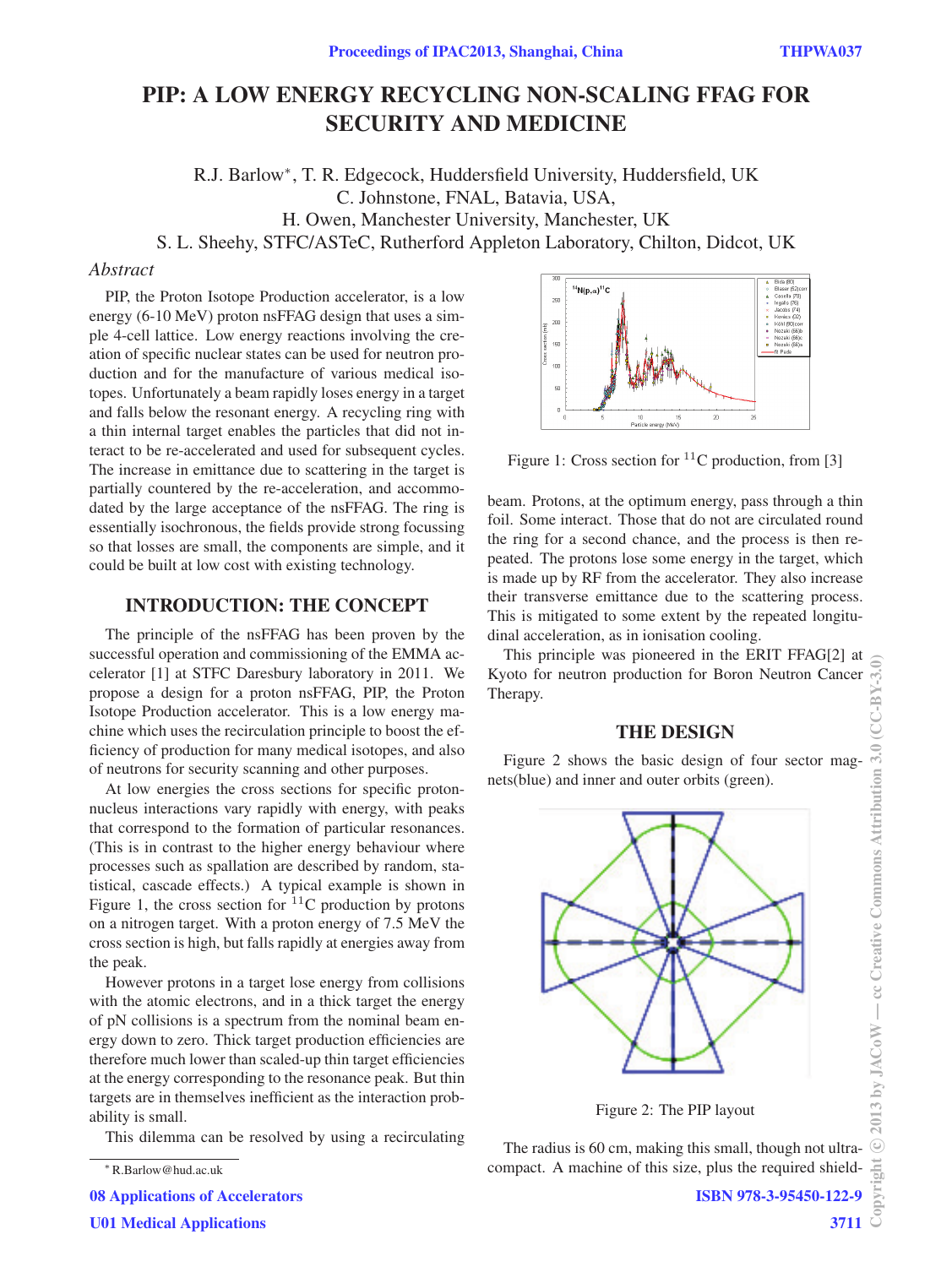# PIP: A LOW ENERGY RECYCLING NON-SCALING FFAG FOR SECURITY AND MEDICINE

R.J. Barlow*, T. R. Edgecock, Huddersfield University, Huddersfield, UK
C. Johnstone, FNAL, Batavia, USA,
H. Owen, Manchester University, Manchester, UK
S. L. Sheehy, STFC/ASTeC, Rutherford Appleton Laboratory, Chilton, Didcot, UK

## *Abstract*

PIP, the Proton Isotope Production accelerator, is a low energy (6-10 MeV) proton nsFFAG design that uses a simple 4-cell lattice. Low energy reactions involving the creation of specific nuclear states can be used for neutron production and for the manufacture of various medical isotopes. Unfortunately a beam rapidly loses energy in a target and falls below the resonant energy. A recycling ring with a thin internal target enables the particles that did not interact to be re-accelerated and used for subsequent cycles. The increase in emittance due to scattering in the target is partially countered by the re-acceleration, and accommodated by the large acceptance of the nsFFAG. The ring is essentially isochronous, the fields provide strong focussing so that losses are small, the components are simple, and it could be built at low cost with existing technology.

## INTRODUCTION: THE CONCEPT

The principle of the nsFFAG has been proven by the successful operation and commissioning of the EMMA accelerator [1] at STFC Daresbury laboratory in 2011. We propose a design for a proton nsFFAG, PIP, the Proton Isotope Production accelerator. This is a low energy machine which uses the recirculation principle to boost the efficiency of production for many medical isotopes, and also of neutrons for security scanning and other purposes.

At low energies the cross sections for specific proton-nucleus interactions vary rapidly with energy, with peaks that correspond to the formation of particular resonances. (This is in contrast to the higher energy behaviour where processes such as spallation are described by random, statistical, cascade effects.) A typical example is shown in Figure 1, the cross section for $^{11}$C production by protons on a nitrogen target. With a proton energy of 7.5 MeV the cross section is high, but falls rapidly at energies away from the peak.

However protons in a target lose energy from collisions with the atomic electrons, and in a thick target the energy of pN collisions is a spectrum from the nominal beam energy down to zero. Thick target production efficiencies are therefore much lower than scaled-up thin target efficiencies at the energy corresponding to the resonance peak. But thin targets are in themselves inefficient as the interaction probability is small.

This dilemma can be resolved by using a recirculating beam. Protons, at the optimum energy, pass through a thin foil. Some interact. Those that do not are circulated round the ring for a second chance, and the process is then repeated. The protons lose some energy in the target, which is made up by RF from the accelerator. They also increase their transverse emittance due to the scattering process. This is mitigated to some extent by the repeated longitudinal acceleration, as in ionisation cooling.

Figure 1: Cross section for $^{11}$C production, from [3]

This principle was pioneered in the ERIT FFAG[2] at Kyoto for neutron production for Boron Neutron Cancer Therapy.

## THE DESIGN

Figure 2 shows the basic design of four sector magnets(blue) and inner and outer orbits (green).

Figure 2: The PIP layout

The radius is 60 cm, making this small, though not ultra-compact. A machine of this size, plus the required shield-

* R.Barlow@hud.ac.uk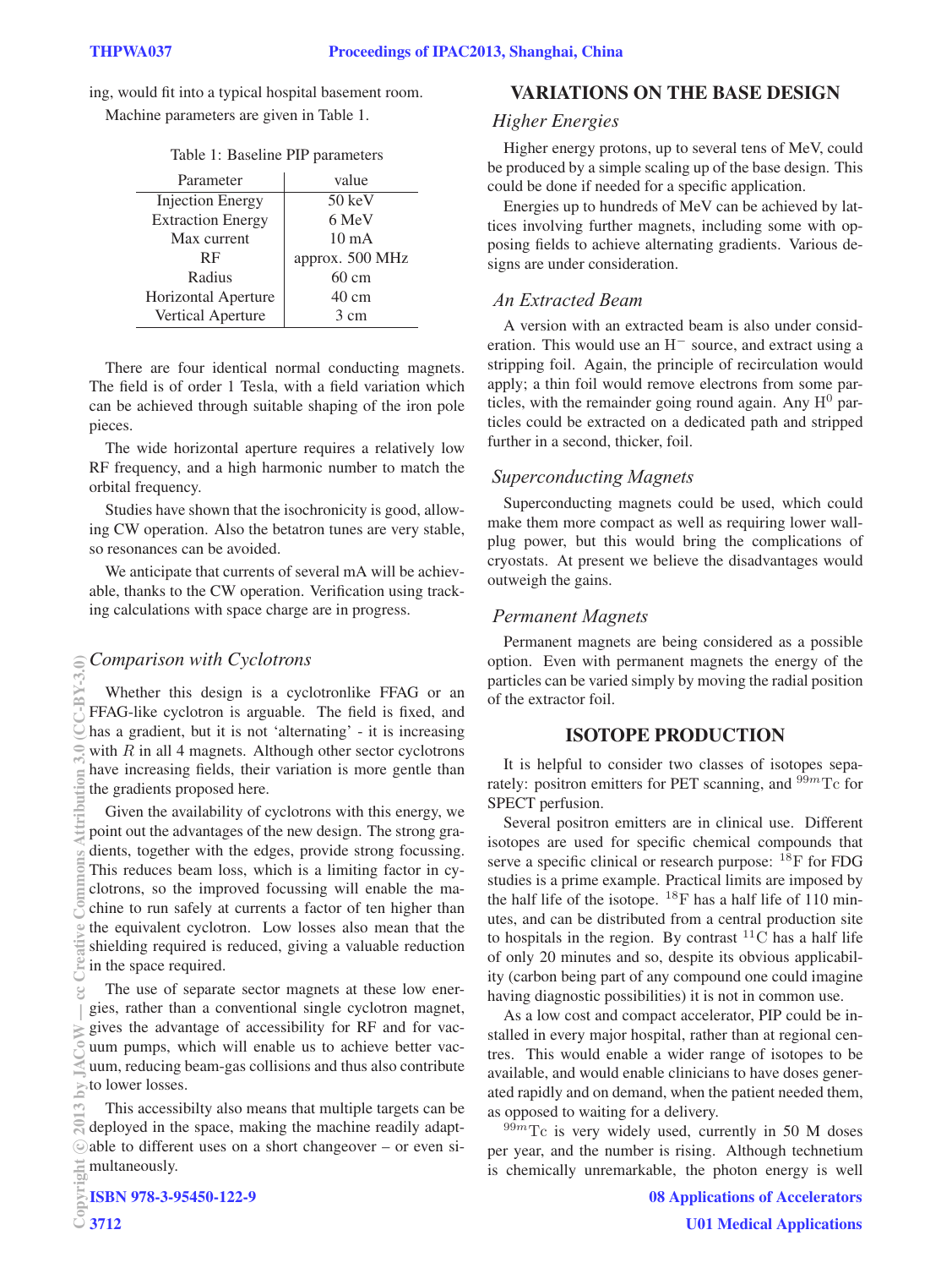ing, would fit into a typical hospital basement room.

Machine parameters are given in Table 1.

Table 1: Baseline PIP parameters

| Parameter | value |
|---|---|
| Injection Energy | 50 keV |
| Extraction Energy | 6 MeV |
| Max current | 10 mA |
| RF | approx. 500 MHz |
| Radius | 60 cm |
| Horizontal Aperture | 40 cm |
| Vertical Aperture | 3 cm |

There are four identical normal conducting magnets. The field is of order 1 Tesla, with a field variation which can be achieved through suitable shaping of the iron pole pieces.

The wide horizontal aperture requires a relatively low RF frequency, and a high harmonic number to match the orbital frequency.

Studies have shown that the isochronicity is good, allowing CW operation. Also the betatron tunes are very stable, so resonances can be avoided.

We anticipate that currents of several mA will be achievable, thanks to the CW operation. Verification using tracking calculations with space charge are in progress.

### *Comparison with Cyclotrons*

Whether this design is a cyclotronlike FFAG or an FFAG-like cyclotron is arguable. The field is fixed, and has a gradient, but it is not 'alternating' - it is increasing with $R$ in all 4 magnets. Although other sector cyclotrons have increasing fields, their variation is more gentle than the gradients proposed here.

Given the availability of cyclotrons with this energy, we point out the advantages of the new design. The strong gradients, together with the edges, provide strong focussing. This reduces beam loss, which is a limiting factor in cyclotrons, so the improved focussing will enable the machine to run safely at currents a factor of ten higher than the equivalent cyclotron. Low losses also mean that the shielding required is reduced, giving a valuable reduction in the space required.

The use of separate sector magnets at these low energies, rather than a conventional single cyclotron magnet, gives the advantage of accessibility for RF and for vacuum pumps, which will enable us to achieve better vacuum, reducing beam-gas collisions and thus also contribute to lower losses.

This accessibilty also means that multiple targets can be deployed in the space, making the machine readily adaptable to different uses on a short changeover – or even simultaneously.

## VARIATIONS ON THE BASE DESIGN

### *Higher Energies*

Higher energy protons, up to several tens of MeV, could be produced by a simple scaling up of the base design. This could be done if needed for a specific application.

Energies up to hundreds of MeV can be achieved by lattices involving further magnets, including some with opposing fields to achieve alternating gradients. Various designs are under consideration.

### *An Extracted Beam*

A version with an extracted beam is also under consideration. This would use an $H^-$ source, and extract using a stripping foil. Again, the principle of recirculation would apply; a thin foil would remove electrons from some particles, with the remainder going round again. Any $H^0$ particles could be extracted on a dedicated path and stripped further in a second, thicker, foil.

### *Superconducting Magnets*

Superconducting magnets could be used, which could make them more compact as well as requiring lower wallplug power, but this would bring the complications of cryostats. At present we believe the disadvantages would outweigh the gains.

### *Permanent Magnets*

Permanent magnets are being considered as a possible option. Even with permanent magnets the energy of the particles can be varied simply by moving the radial position of the extractor foil.

## ISOTOPE PRODUCTION

It is helpful to consider two classes of isotopes separately: positron emitters for PET scanning, and $^{99m}\mathrm{Tc}$ for SPECT perfusion.

Several positron emitters are in clinical use. Different isotopes are used for specific chemical compounds that serve a specific clinical or research purpose: $^{18}\mathrm{F}$ for FDG studies is a prime example. Practical limits are imposed by the half life of the isotope. $^{18}\mathrm{F}$ has a half life of 110 minutes, and can be distributed from a central production site to hospitals in the region. By contrast $^{11}\mathrm{C}$ has a half life of only 20 minutes and so, despite its obvious applicability (carbon being part of any compound one could imagine having diagnostic possibilities) it is not in common use.

As a low cost and compact accelerator, PIP could be installed in every major hospital, rather than at regional centres. This would enable a wider range of isotopes to be available, and would enable clinicians to have doses generated rapidly and on demand, when the patient needed them, as opposed to waiting for a delivery.

$^{99m}\mathrm{Tc}$ is very widely used, currently in 50 M doses per year, and the number is rising. Although technetium is chemically unremarkable, the photon energy is well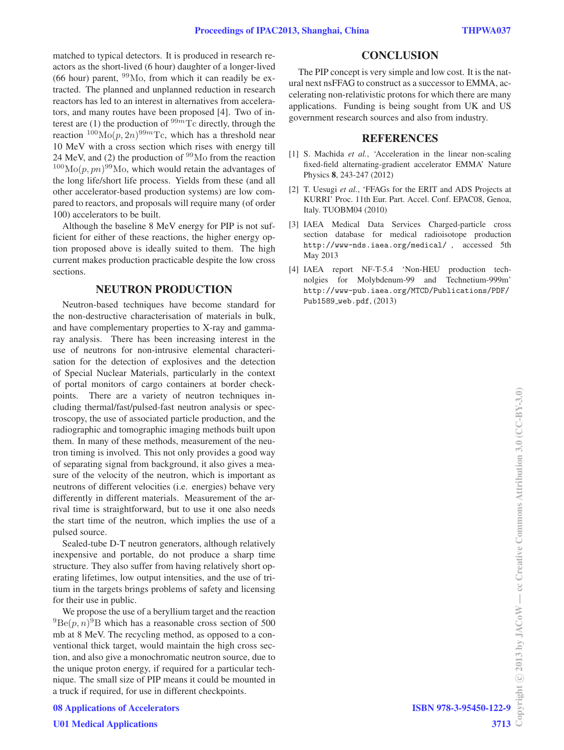matched to typical detectors. It is produced in research reactors as the short-lived (6 hour) daughter of a longer-lived (66 hour) parent, $^{99}\mathrm{Mo}$, from which it can readily be extracted. The planned and unplanned reduction in research reactors has led to an interest in alternatives from accelerators, and many routes have been proposed [4]. Two of interest are (1) the production of $^{99m}\mathrm{Tc}$ directly, through the reaction $^{100}\mathrm{Mo}(p, 2n)^{99m}\mathrm{Tc}$, which has a threshold near 10 MeV with a cross section which rises with energy till 24 MeV, and (2) the production of $^{99}\mathrm{Mo}$ from the reaction $^{100}\mathrm{Mo}(p, pn)^{99}\mathrm{Mo}$, which would retain the advantages of the long life/short life process. Yields from these (and all other accelerator-based production systems) are low compared to reactors, and proposals will require many (of order 100) accelerators to be built.

Although the baseline 8 MeV energy for PIP is not sufficient for either of these reactions, the higher energy option proposed above is ideally suited to them. The high current makes production practicable despite the low cross sections.

## NEUTRON PRODUCTION

Neutron-based techniques have become standard for the non-destructive characterisation of materials in bulk, and have complementary properties to X-ray and gamma-ray analysis. There has been increasing interest in the use of neutrons for non-intrusive elemental characterisation for the detection of explosives and the detection of Special Nuclear Materials, particularly in the context of portal monitors of cargo containers at border checkpoints. There are a variety of neutron techniques including thermal/fast/pulsed-fast neutron analysis or spectroscopy, the use of associated particle production, and the radiographic and tomographic imaging methods built upon them. In many of these methods, measurement of the neutron timing is involved. This not only provides a good way of separating signal from background, it also gives a measure of the velocity of the neutron, which is important as neutrons of different velocities (i.e. energies) behave very differently in different materials. Measurement of the arrival time is straightforward, but to use it one also needs the start time of the neutron, which implies the use of a pulsed source.

Sealed-tube D-T neutron generators, although relatively inexpensive and portable, do not produce a sharp time structure. They also suffer from having relatively short operating lifetimes, low output intensities, and the use of tritium in the targets brings problems of safety and licensing for their use in public.

We propose the use of a beryllium target and the reaction $^{9}\mathrm{Be}(p, n)^{9}\mathrm{B}$ which has a reasonable cross section of 500 mb at 8 MeV. The recycling method, as opposed to a conventional thick target, would maintain the high cross section, and also give a monochromatic neutron source, due to the unique proton energy, if required for a particular technique. The small size of PIP means it could be mounted in a truck if required, for use in different checkpoints.

## CONCLUSION

The PIP concept is very simple and low cost. It is the natural next nsFFAG to construct as a successor to EMMA, accelerating non-relativistic protons for which there are many applications. Funding is being sought from UK and US government research sources and also from industry.

## REFERENCES

[1] S. Machida *et al.*, 'Acceleration in the linear non-scaling fixed-field alternating-gradient accelerator EMMA' Nature Physics **8**, 243-247 (2012)

[2] T. Uesugi *et al.*, 'FFAGs for the ERIT and ADS Projects at KURRI' Proc. 11th Eur. Part. Accel. Conf. EPAC08, Genoa, Italy. TUOBM04 (2010)

[3] IAEA Medical Data Services Charged-particle cross section database for medical radioisotope production `http://www-nds.iaea.org/medical/` , accessed 5th May 2013

[4] IAEA report NF-T-5.4 'Non-HEU production technolgies for Molybdenum-99 and Technetium-999m' `http://www-pub.iaea.org/MTCD/Publications/PDF/Pub1589_web.pdf`, (2013)